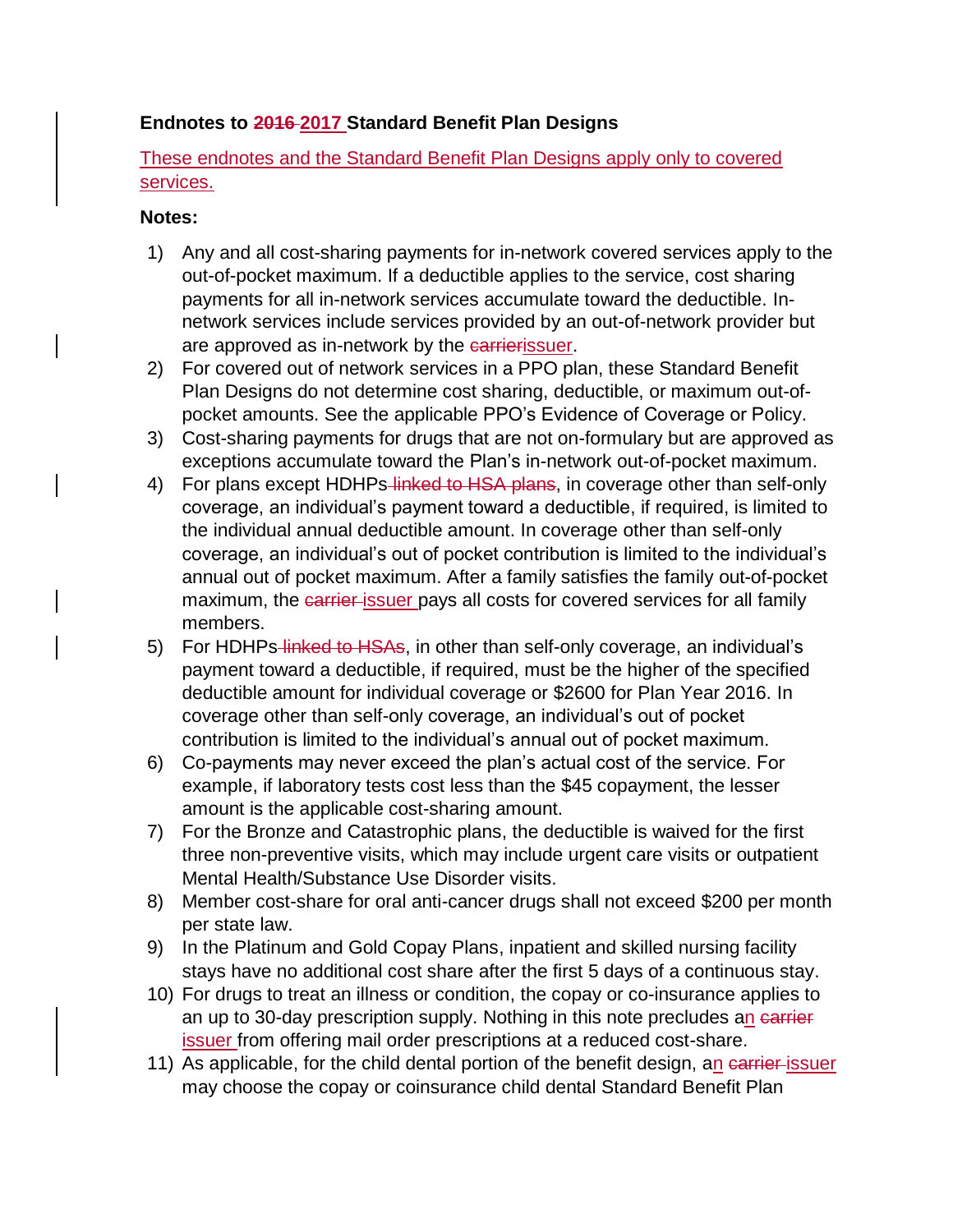**Endnotes to ~~2016~~ 2017 Standard Benefit Plan Designs**

These endnotes and the Standard Benefit Plan Designs apply only to covered services.

**Notes:**

1) Any and all cost-sharing payments for in-network covered services apply to the out-of-pocket maximum. If a deductible applies to the service, cost sharing payments for all in-network services accumulate toward the deductible. In-network services include services provided by an out-of-network provider but are approved as in-network by the ~~carrier~~issuer.
2) For covered out of network services in a PPO plan, these Standard Benefit Plan Designs do not determine cost sharing, deductible, or maximum out-of-pocket amounts. See the applicable PPO's Evidence of Coverage or Policy.
3) Cost-sharing payments for drugs that are not on-formulary but are approved as exceptions accumulate toward the Plan's in-network out-of-pocket maximum.
4) For plans except HDHPs ~~linked to HSA plans~~, in coverage other than self-only coverage, an individual's payment toward a deductible, if required, is limited to the individual annual deductible amount. In coverage other than self-only coverage, an individual's out of pocket contribution is limited to the individual's annual out of pocket maximum. After a family satisfies the family out-of-pocket maximum, the ~~carrier~~ issuer pays all costs for covered services for all family members.
5) For HDHPs ~~linked to HSAs~~, in other than self-only coverage, an individual's payment toward a deductible, if required, must be the higher of the specified deductible amount for individual coverage or $2600 for Plan Year 2016. In coverage other than self-only coverage, an individual's out of pocket contribution is limited to the individual's annual out of pocket maximum.
6) Co-payments may never exceed the plan's actual cost of the service. For example, if laboratory tests cost less than the $45 copayment, the lesser amount is the applicable cost-sharing amount.
7) For the Bronze and Catastrophic plans, the deductible is waived for the first three non-preventive visits, which may include urgent care visits or outpatient Mental Health/Substance Use Disorder visits.
8) Member cost-share for oral anti-cancer drugs shall not exceed $200 per month per state law.
9) In the Platinum and Gold Copay Plans, inpatient and skilled nursing facility stays have no additional cost share after the first 5 days of a continuous stay.
10) For drugs to treat an illness or condition, the copay or co-insurance applies to an up to 30-day prescription supply. Nothing in this note precludes an ~~carrier~~ issuer from offering mail order prescriptions at a reduced cost-share.
11) As applicable, for the child dental portion of the benefit design, an ~~carrier~~ issuer may choose the copay or coinsurance child dental Standard Benefit Plan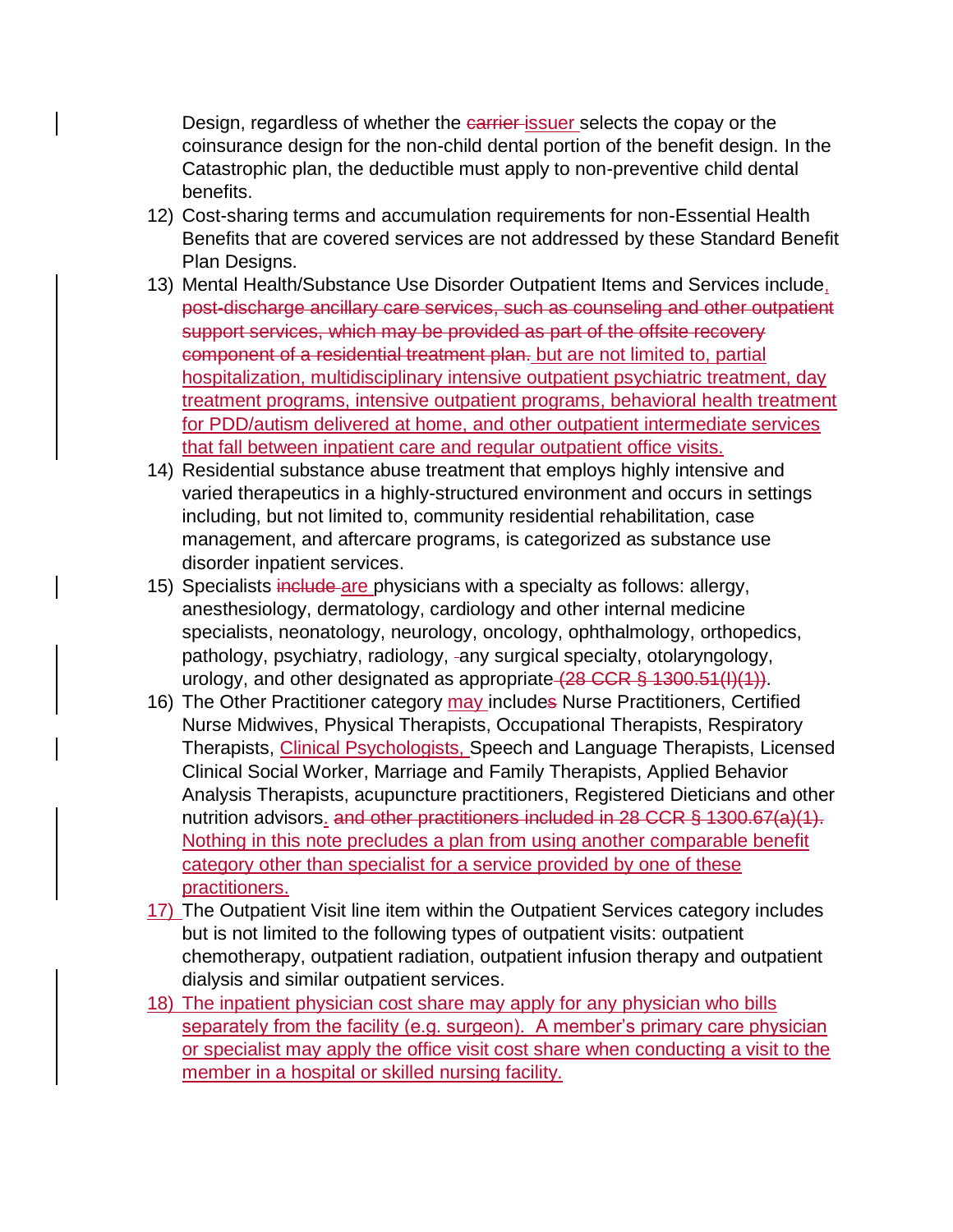Design, regardless of whether the ~~carrier~~ issuer selects the copay or the coinsurance design for the non-child dental portion of the benefit design. In the Catastrophic plan, the deductible must apply to non-preventive child dental benefits.

12) Cost-sharing terms and accumulation requirements for non-Essential Health Benefits that are covered services are not addressed by these Standard Benefit Plan Designs.
13) Mental Health/Substance Use Disorder Outpatient Items and Services include, ~~post-discharge ancillary care services, such as counseling and other outpatient support services, which may be provided as part of the offsite recovery component of a residential treatment plan.~~ but are not limited to, partial hospitalization, multidisciplinary intensive outpatient psychiatric treatment, day treatment programs, intensive outpatient programs, behavioral health treatment for PDD/autism delivered at home, and other outpatient intermediate services that fall between inpatient care and regular outpatient office visits.
14) Residential substance abuse treatment that employs highly intensive and varied therapeutics in a highly-structured environment and occurs in settings including, but not limited to, community residential rehabilitation, case management, and aftercare programs, is categorized as substance use disorder inpatient services.
15) Specialists ~~include~~ are physicians with a specialty as follows: allergy, anesthesiology, dermatology, cardiology and other internal medicine specialists, neonatology, neurology, oncology, ophthalmology, orthopedics, pathology, psychiatry, radiology, any surgical specialty, otolaryngology, urology, and other designated as appropriate ~~(28 CCR § 1300.51(I)(1))~~.
16) The Other Practitioner category may include~~s~~ Nurse Practitioners, Certified Nurse Midwives, Physical Therapists, Occupational Therapists, Respiratory Therapists, Clinical Psychologists, Speech and Language Therapists, Licensed Clinical Social Worker, Marriage and Family Therapists, Applied Behavior Analysis Therapists, acupuncture practitioners, Registered Dieticians and other nutrition advisors. ~~and other practitioners included in 28 CCR § 1300.67(a)(1).~~ Nothing in this note precludes a plan from using another comparable benefit category other than specialist for a service provided by one of these practitioners.
17) The Outpatient Visit line item within the Outpatient Services category includes but is not limited to the following types of outpatient visits: outpatient chemotherapy, outpatient radiation, outpatient infusion therapy and outpatient dialysis and similar outpatient services.
18) The inpatient physician cost share may apply for any physician who bills separately from the facility (e.g. surgeon). A member's primary care physician or specialist may apply the office visit cost share when conducting a visit to the member in a hospital or skilled nursing facility.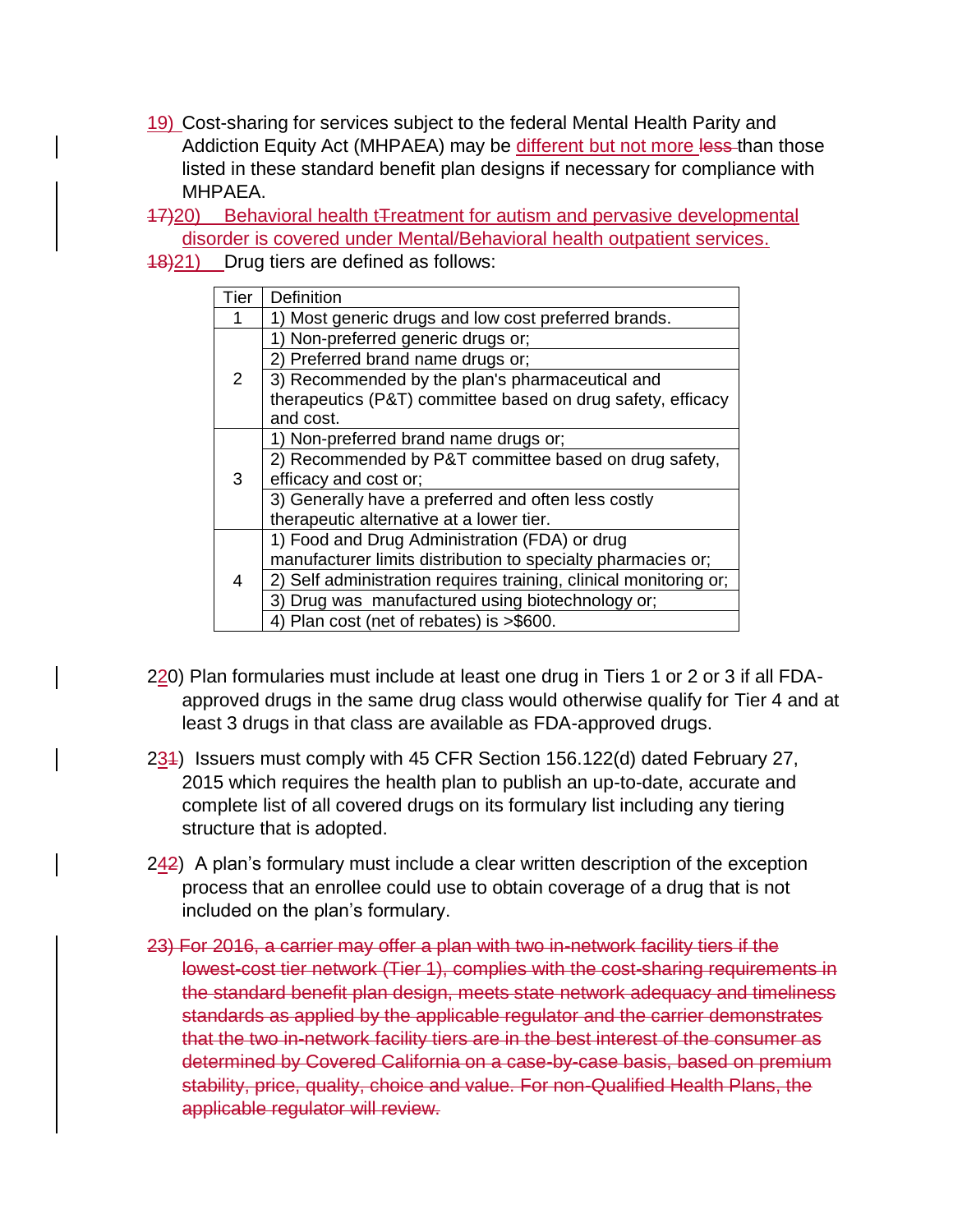19) Cost-sharing for services subject to the federal Mental Health Parity and Addiction Equity Act (MHPAEA) may be different but not more ~~less~~ than those listed in these standard benefit plan designs if necessary for compliance with MHPAEA.

~~17)~~20) Behavioral health ~~t~~Treatment for autism and pervasive developmental disorder is covered under Mental/Behavioral health outpatient services.

~~18)~~21) Drug tiers are defined as follows:

| Tier | Definition |
|---|---|
| 1 | 1) Most generic drugs and low cost preferred brands. |
| 2 | 1) Non-preferred generic drugs or; |
| | 2) Preferred brand name drugs or; |
| | 3) Recommended by the plan's pharmaceutical and therapeutics (P&T) committee based on drug safety, efficacy and cost. |
| 3 | 1) Non-preferred brand name drugs or; |
| | 2) Recommended by P&T committee based on drug safety, efficacy and cost or; |
| | 3) Generally have a preferred and often less costly therapeutic alternative at a lower tier. |
| 4 | 1) Food and Drug Administration (FDA) or drug manufacturer limits distribution to specialty pharmacies or; |
| | 2) Self administration requires training, clinical monitoring or; |
| | 3) Drug was manufactured using biotechnology or; |
| | 4) Plan cost (net of rebates) is >$600. |

22~~0~~) Plan formularies must include at least one drug in Tiers 1 or 2 or 3 if all FDA-approved drugs in the same drug class would otherwise qualify for Tier 4 and at least 3 drugs in that class are available as FDA-approved drugs.

23~~1~~) Issuers must comply with 45 CFR Section 156.122(d) dated February 27, 2015 which requires the health plan to publish an up-to-date, accurate and complete list of all covered drugs on its formulary list including any tiering structure that is adopted.

24~~2~~) A plan's formulary must include a clear written description of the exception process that an enrollee could use to obtain coverage of a drug that is not included on the plan's formulary.

~~23) For 2016, a carrier may offer a plan with two in-network facility tiers if the lowest-cost tier network (Tier 1), complies with the cost-sharing requirements in the standard benefit plan design, meets state network adequacy and timeliness standards as applied by the applicable regulator and the carrier demonstrates that the two in-network facility tiers are in the best interest of the consumer as determined by Covered California on a case-by-case basis, based on premium stability, price, quality, choice and value. For non-Qualified Health Plans, the applicable regulator will review.~~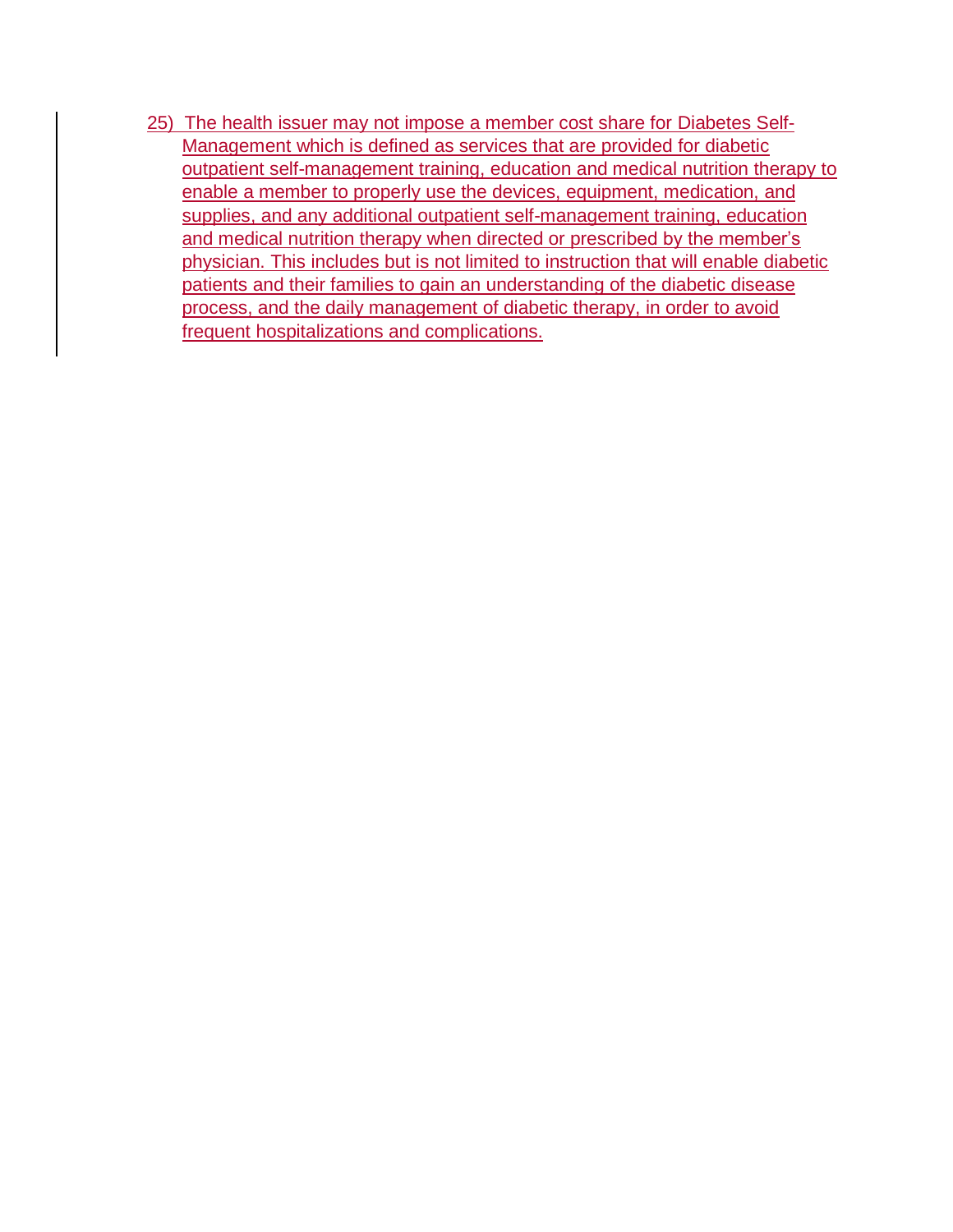25) The health issuer may not impose a member cost share for Diabetes Self-Management which is defined as services that are provided for diabetic outpatient self-management training, education and medical nutrition therapy to enable a member to properly use the devices, equipment, medication, and supplies, and any additional outpatient self-management training, education and medical nutrition therapy when directed or prescribed by the member's physician. This includes but is not limited to instruction that will enable diabetic patients and their families to gain an understanding of the diabetic disease process, and the daily management of diabetic therapy, in order to avoid frequent hospitalizations and complications.